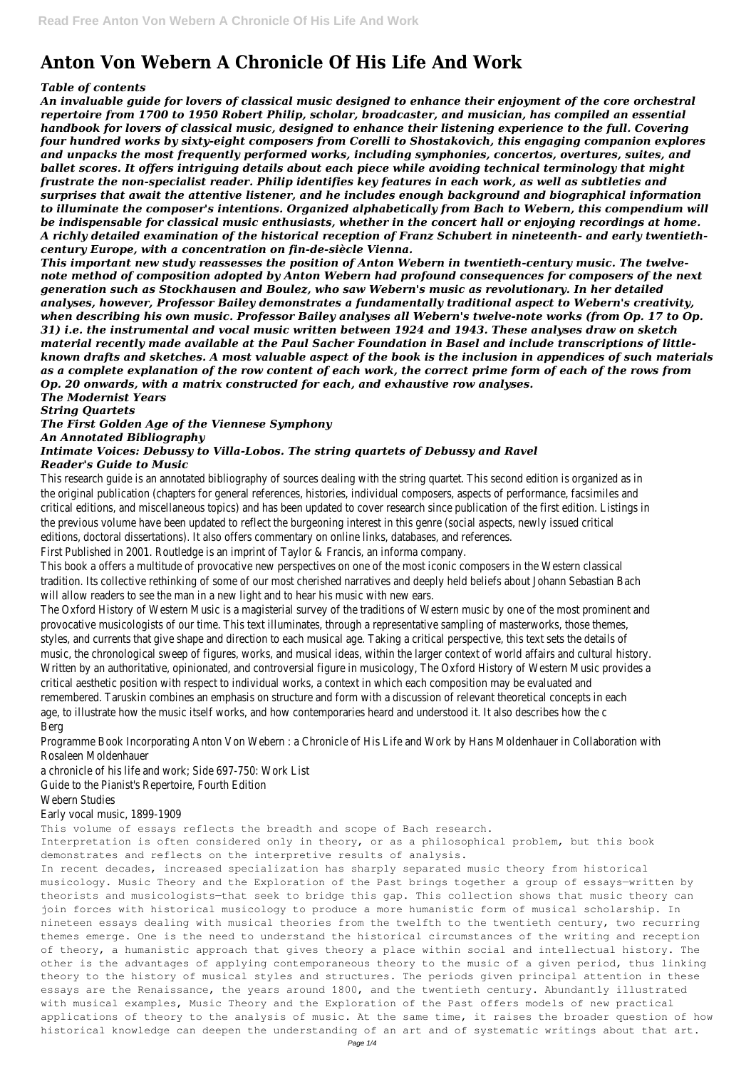# Anton Von Webern A Chronicle Of His Life And Work

*Table of contents*

*An invaluable guide for lovers of classical music designed to enhance their enjoyment of the core orchestral repertoire from 1700 to 1950 Robert Philip, scholar, broadcaster, and musician, has compiled an essential handbook for lovers of classical music, designed to enhance their listening experience to the full. Covering four hundred works by sixty-eight composers from Corelli to Shostakovich, this engaging companion explores and unpacks the most frequently performed works, including symphonies, concertos, overtures, suites, and ballet scores. It offers intriguing details about each piece while avoiding technical terminology that might frustrate the non-specialist reader. Philip identifies key features in each work, as well as subtleties and surprises that await the attentive listener, and he includes enough background and biographical information to illuminate the composer's intentions. Organized alphabetically from Bach to Webern, this compendium will be indispensable for classical music enthusiasts, whether in the concert hall or enjoying recordings at home.*

*A richly detailed examination of the historical reception of Franz Schubert in nineteenth- and early twentieth-century Europe, with a concentration on fin-de-siècle Vienna.*

*This important new study reassesses the position of Anton Webern in twentieth-century music. The twelve-note method of composition adopted by Anton Webern had profound consequences for composers of the next generation such as Stockhausen and Boulez, who saw Webern's music as revolutionary. In her detailed analyses, however, Professor Bailey demonstrates a fundamentally traditional aspect to Webern's creativity, when describing his own music. Professor Bailey analyses all Webern's twelve-note works (from Op. 17 to Op. 31) i.e. the instrumental and vocal music written between 1924 and 1943. These analyses draw on sketch material recently made available at the Paul Sacher Foundation in Basel and include transcriptions of little-known drafts and sketches. A most valuable aspect of the book is the inclusion in appendices of such materials as a complete explanation of the row content of each work, the correct prime form of each of the rows from Op. 20 onwards, with a matrix constructed for each, and exhaustive row analyses.*

*The Modernist Years*

*String Quartets*

*The First Golden Age of the Viennese Symphony*

*An Annotated Bibliography*

*Intimate Voices: Debussy to Villa-Lobos. The string quartets of Debussy and Ravel*

*Reader's Guide to Music*

This research guide is an annotated bibliography of sources dealing with the string quartet. This second edition is organized as in the original publication (chapters for general references, histories, individual composers, aspects of performance, facsimiles and critical editions, and miscellaneous topics) and has been updated to cover research since publication of the first edition. Listings in the previous volume have been updated to reflect the burgeoning interest in this genre (social aspects, newly issued critical editions, doctoral dissertations). It also offers commentary on online links, databases, and references.

First Published in 2001. Routledge is an imprint of Taylor & Francis, an informa company.

This book a offers a multitude of provocative new perspectives on one of the most iconic composers in the Western classical tradition. Its collective rethinking of some of our most cherished narratives and deeply held beliefs about Johann Sebastian Bach will allow readers to see the man in a new light and to hear his music with new ears.

The Oxford History of Western Music is a magisterial survey of the traditions of Western music by one of the most prominent and provocative musicologists of our time. This text illuminates, through a representative sampling of masterworks, those themes, styles, and currents that give shape and direction to each musical age. Taking a critical perspective, this text sets the details of music, the chronological sweep of figures, works, and musical ideas, within the larger context of world affairs and cultural history. Written by an authoritative, opinionated, and controversial figure in musicology, The Oxford History of Western Music provides a critical aesthetic position with respect to individual works, a context in which each composition may be evaluated and remembered. Taruskin combines an emphasis on structure and form with a discussion of relevant theoretical concepts in each age, to illustrate how the music itself works, and how contemporaries heard and understood it. It also describes how the c

Berg

Programme Book Incorporating Anton Von Webern : a Chronicle of His Life and Work by Hans Moldenhauer in Collaboration with Rosaleen Moldenhauer

a chronicle of his life and work; Side 697-750: Work List

Guide to the Pianist's Repertoire, Fourth Edition

Webern Studies

Early vocal music, 1899-1909

This volume of essays reflects the breadth and scope of Bach research.

Interpretation is often considered only in theory, or as a philosophical problem, but this book demonstrates and reflects on the interpretive results of analysis.

In recent decades, increased specialization has sharply separated music theory from historical musicology. Music Theory and the Exploration of the Past brings together a group of essays—written by theorists and musicologists—that seek to bridge this gap. This collection shows that music theory can join forces with historical musicology to produce a more humanistic form of musical scholarship. In nineteen essays dealing with musical theories from the twelfth to the twentieth century, two recurring themes emerge. One is the need to understand the historical circumstances of the writing and reception of theory, a humanistic approach that gives theory a place within social and intellectual history. The other is the advantages of applying contemporaneous theory to the music of a given period, thus linking theory to the history of musical styles and structures. The periods given principal attention in these essays are the Renaissance, the years around 1800, and the twentieth century. Abundantly illustrated with musical examples, Music Theory and the Exploration of the Past offers models of new practical applications of theory to the analysis of music. At the same time, it raises the broader question of how historical knowledge can deepen the understanding of an art and of systematic writings about that art.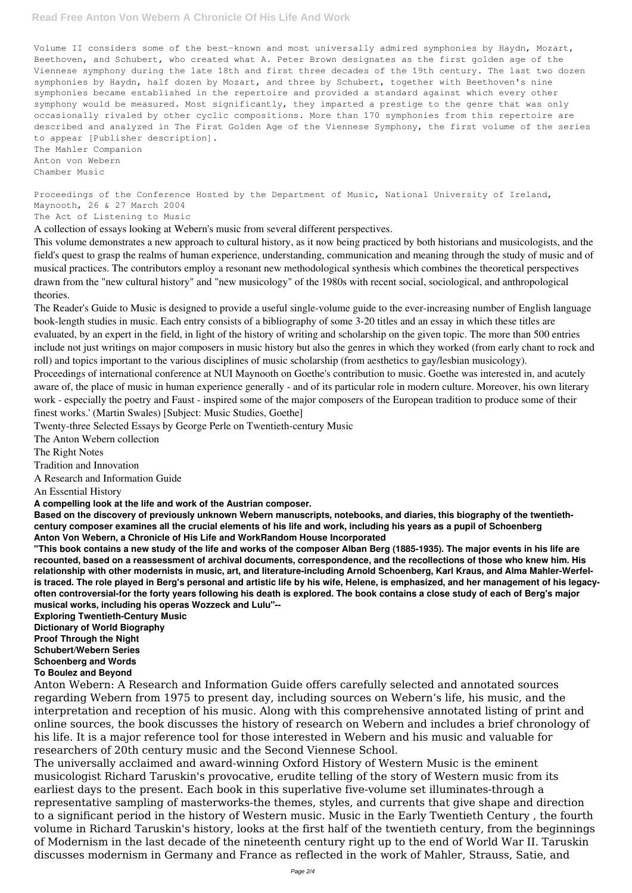Volume II considers some of the best-known and most universally admired symphonies by Haydn, Mozart, Beethoven, and Schubert, who created what A. Peter Brown designates as the first golden age of the Viennese symphony during the late 18th and first three decades of the 19th century. The last two dozen symphonies by Haydn, half dozen by Mozart, and three by Schubert, together with Beethoven's nine symphonies became established in the repertoire and provided a standard against which every other symphony would be measured. Most significantly, they imparted a prestige to the genre that was only occasionally rivaled by other cyclic compositions. More than 170 symphonies from this repertoire are described and analyzed in The First Golden Age of the Viennese Symphony, the first volume of the series to appear [Publisher description].

The Mahler Companion
Anton von Webern
Chamber Music

Proceedings of the Conference Hosted by the Department of Music, National University of Ireland, Maynooth, 26 & 27 March 2004
The Act of Listening to Music

A collection of essays looking at Webern's music from several different perspectives.

This volume demonstrates a new approach to cultural history, as it now being practiced by both historians and musicologists, and the field's quest to grasp the realms of human experience, understanding, communication and meaning through the study of music and of musical practices. The contributors employ a resonant new methodological synthesis which combines the theoretical perspectives drawn from the "new cultural history" and "new musicology" of the 1980s with recent social, sociological, and anthropological theories.

The Reader's Guide to Music is designed to provide a useful single-volume guide to the ever-increasing number of English language book-length studies in music. Each entry consists of a bibliography of some 3-20 titles and an essay in which these titles are evaluated, by an expert in the field, in light of the history of writing and scholarship on the given topic. The more than 500 entries include not just writings on major composers in music history but also the genres in which they worked (from early chant to rock and roll) and topics important to the various disciplines of music scholarship (from aesthetics to gay/lesbian musicology).

Proceedings of international conference at NUI Maynooth on Goethe's contribution to music. Goethe was interested in, and acutely aware of, the place of music in human experience generally - and of its particular role in modern culture. Moreover, his own literary work - especially the poetry and Faust - inspired some of the major composers of the European tradition to produce some of their finest works.' (Martin Swales) [Subject: Music Studies, Goethe]

Twenty-three Selected Essays by George Perle on Twentieth-century Music
The Anton Webern collection
The Right Notes
Tradition and Innovation
A Research and Information Guide
An Essential History

**A compelling look at the life and work of the Austrian composer.**

**Based on the discovery of previously unknown Webern manuscripts, notebooks, and diaries, this biography of the twentieth-century composer examines all the crucial elements of his life and work, including his years as a pupil of Schoenberg**

**Anton Von Webern, a Chronicle of His Life and WorkRandom House Incorporated**

**"This book contains a new study of the life and works of the composer Alban Berg (1885-1935). The major events in his life are recounted, based on a reassessment of archival documents, correspondence, and the recollections of those who knew him. His relationship with other modernists in music, art, and literature-including Arnold Schoenberg, Karl Kraus, and Alma Mahler-Werfel-is traced. The role played in Berg's personal and artistic life by his wife, Helene, is emphasized, and her management of his legacy-often controversial-for the forty years following his death is explored. The book contains a close study of each of Berg's major musical works, including his operas Wozzeck and Lulu"--**

**Exploring Twentieth-Century Music**
**Dictionary of World Biography**
**Proof Through the Night**
**Schubert/Webern Series**
**Schoenberg and Words**
**To Boulez and Beyond**

Anton Webern: A Research and Information Guide offers carefully selected and annotated sources regarding Webern from 1975 to present day, including sources on Webern's life, his music, and the interpretation and reception of his music. Along with this comprehensive annotated listing of print and online sources, the book discusses the history of research on Webern and includes a brief chronology of his life. It is a major reference tool for those interested in Webern and his music and valuable for researchers of 20th century music and the Second Viennese School.

The universally acclaimed and award-winning Oxford History of Western Music is the eminent musicologist Richard Taruskin's provocative, erudite telling of the story of Western music from its earliest days to the present. Each book in this superlative five-volume set illuminates-through a representative sampling of masterworks-the themes, styles, and currents that give shape and direction to a significant period in the history of Western music. Music in the Early Twentieth Century , the fourth volume in Richard Taruskin's history, looks at the first half of the twentieth century, from the beginnings of Modernism in the last decade of the nineteenth century right up to the end of World War II. Taruskin discusses modernism in Germany and France as reflected in the work of Mahler, Strauss, Satie, and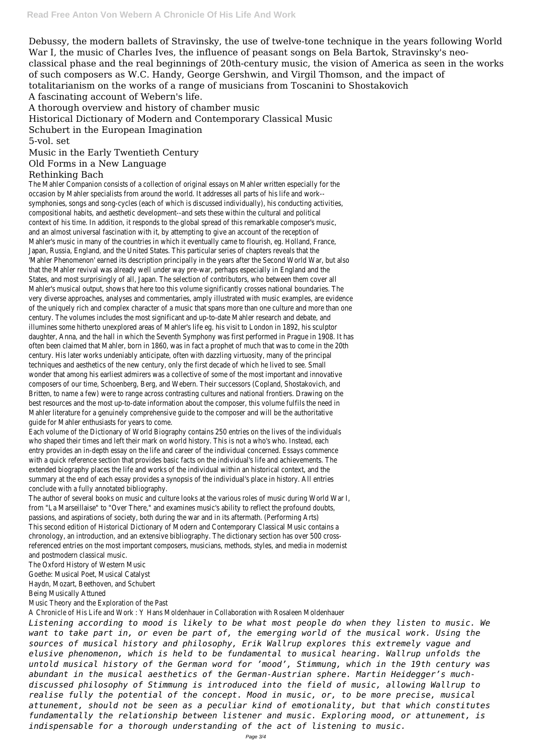Debussy, the modern ballets of Stravinsky, the use of twelve-tone technique in the years following World War I, the music of Charles Ives, the influence of peasant songs on Bela Bartok, Stravinsky's neo-classical phase and the real beginnings of 20th-century music, the vision of America as seen in the works of such composers as W.C. Handy, George Gershwin, and Virgil Thomson, and the impact of totalitarianism on the works of a range of musicians from Toscanini to Shostakovich

A fascinating account of Webern's life.

A thorough overview and history of chamber music

Historical Dictionary of Modern and Contemporary Classical Music

Schubert in the European Imagination

5-vol. set

Music in the Early Twentieth Century

Old Forms in a New Language

Rethinking Bach

The Mahler Companion consists of a collection of original essays on Mahler written especially for the occasion by Mahler specialists from around the world. It addresses all parts of his life and work--symphonies, songs and song-cycles (each of which is discussed individually), his conducting activities, compositional habits, and aesthetic development--and sets these within the cultural and political context of his time. In addition, it responds to the global spread of this remarkable composer's music, and an almost universal fascination with it, by attempting to give an account of the reception of Mahler's music in many of the countries in which it eventually came to flourish, eg. Holland, France, Japan, Russia, England, and the United States. This particular series of chapters reveals that the 'Mahler Phenomenon' earned its description principally in the years after the Second World War, but also that the Mahler revival was already well under way pre-war, perhaps especially in England and the States, and most surprisingly of all, Japan. The selection of contributors, who between them cover all Mahler's musical output, shows that here too this volume significantly crosses national boundaries. The very diverse approaches, analyses and commentaries, amply illustrated with music examples, are evidence of the uniquely rich and complex character of a music that spans more than one culture and more than one century. The volumes includes the most significant and up-to-date Mahler research and debate, and illumines some hitherto unexplored areas of Mahler's life eg. his visit to London in 1892, his sculptor daughter, Anna, and the hall in which the Seventh Symphony was first performed in Prague in 1908. It has often been claimed that Mahler, born in 1860, was in fact a prophet of much that was to come in the 20th century. His later works undeniably anticipate, often with dazzling virtuosity, many of the principal techniques and aesthetics of the new century, only the first decade of which he lived to see. Small wonder that among his earliest admirers was a collective of some of the most important and innovative composers of our time, Schoenberg, Berg, and Webern. Their successors (Copland, Shostakovich, and Britten, to name a few) were to range across contrasting cultures and national frontiers. Drawing on the best resources and the most up-to-date information about the composer, this volume fulfils the need in Mahler literature for a genuinely comprehensive guide to the composer and will be the authoritative guide for Mahler enthusiasts for years to come.

Each volume of the Dictionary of World Biography contains 250 entries on the lives of the individuals who shaped their times and left their mark on world history. This is not a who's who. Instead, each entry provides an in-depth essay on the life and career of the individual concerned. Essays commence with a quick reference section that provides basic facts on the individual's life and achievements. The extended biography places the life and works of the individual within an historical context, and the summary at the end of each essay provides a synopsis of the individual's place in history. All entries conclude with a fully annotated bibliography.

The author of several books on music and culture looks at the various roles of music during World War I, from "La Marseillaise" to "Over There," and examines music's ability to reflect the profound doubts, passions, and aspirations of society, both during the war and in its aftermath. (Performing Arts)

This second edition of Historical Dictionary of Modern and Contemporary Classical Music contains a chronology, an introduction, and an extensive bibliography. The dictionary section has over 500 cross-referenced entries on the most important composers, musicians, methods, styles, and media in modernist and postmodern classical music.

The Oxford History of Western Music

Goethe: Musical Poet, Musical Catalyst

Haydn, Mozart, Beethoven, and Schubert

Being Musically Attuned

Music Theory and the Exploration of the Past

A Chronicle of His Life and Work : Y Hans Moldenhauer in Collaboration with Rosaleen Moldenhauer

*Listening according to mood is likely to be what most people do when they listen to music. We want to take part in, or even be part of, the emerging world of the musical work. Using the sources of musical history and philosophy, Erik Wallrup explores this extremely vague and elusive phenomenon, which is held to be fundamental to musical hearing. Wallrup unfolds the untold musical history of the German word for 'mood', Stimmung, which in the 19th century was abundant in the musical aesthetics of the German-Austrian sphere. Martin Heidegger's much-discussed philosophy of Stimmung is introduced into the field of music, allowing Wallrup to realise fully the potential of the concept. Mood in music, or, to be more precise, musical attunement, should not be seen as a peculiar kind of emotionality, but that which constitutes fundamentally the relationship between listener and music. Exploring mood, or attunement, is indispensable for a thorough understanding of the act of listening to music.*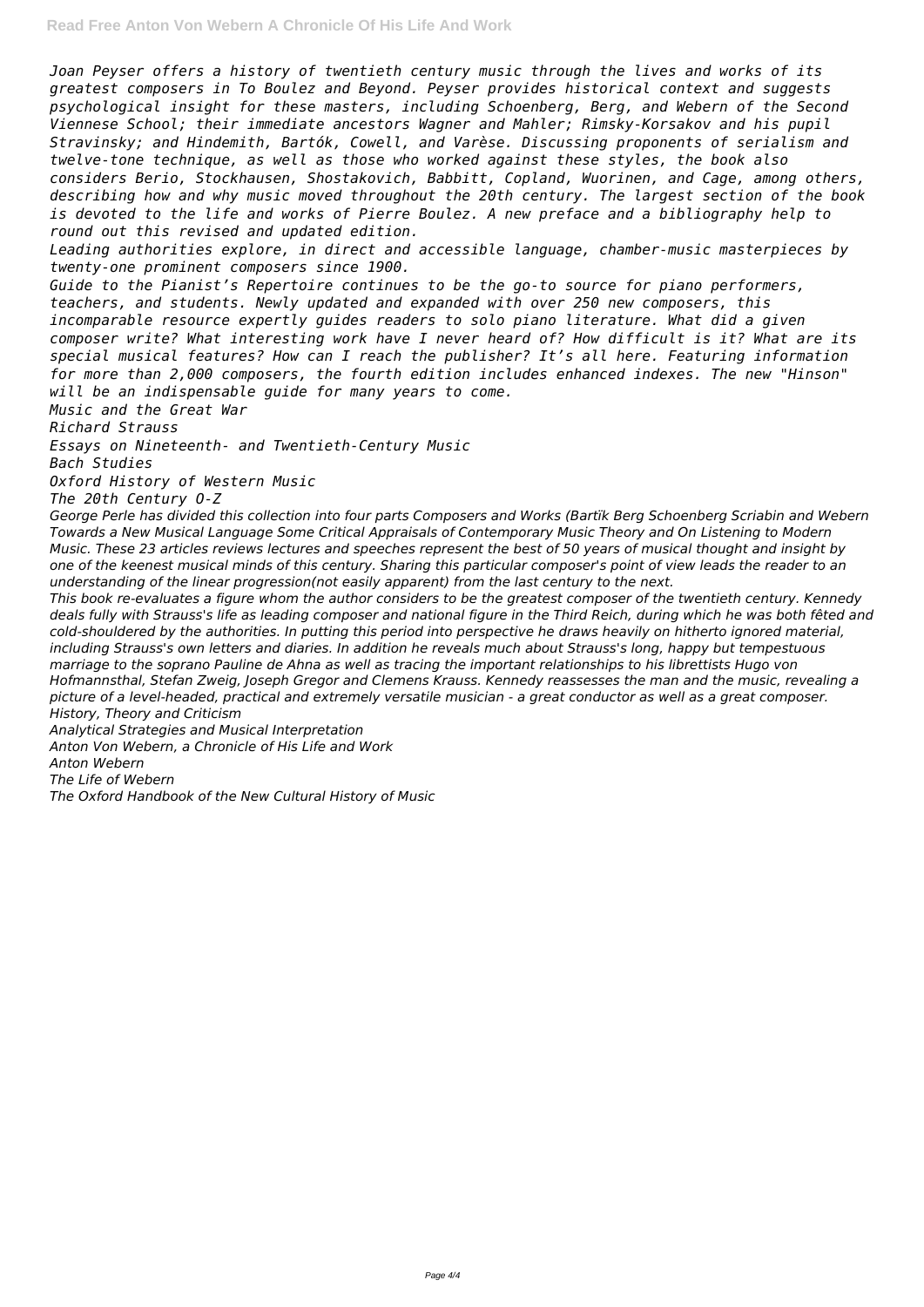*Joan Peyser offers a history of twentieth century music through the lives and works of its greatest composers in To Boulez and Beyond. Peyser provides historical context and suggests psychological insight for these masters, including Schoenberg, Berg, and Webern of the Second Viennese School; their immediate ancestors Wagner and Mahler; Rimsky-Korsakov and his pupil Stravinsky; and Hindemith, Bartók, Cowell, and Varèse. Discussing proponents of serialism and twelve-tone technique, as well as those who worked against these styles, the book also considers Berio, Stockhausen, Shostakovich, Babbitt, Copland, Wuorinen, and Cage, among others, describing how and why music moved throughout the 20th century. The largest section of the book is devoted to the life and works of Pierre Boulez. A new preface and a bibliography help to round out this revised and updated edition.*

*Leading authorities explore, in direct and accessible language, chamber-music masterpieces by twenty-one prominent composers since 1900.*

*Guide to the Pianist's Repertoire continues to be the go-to source for piano performers, teachers, and students. Newly updated and expanded with over 250 new composers, this incomparable resource expertly guides readers to solo piano literature. What did a given composer write? What interesting work have I never heard of? How difficult is it? What are its special musical features? How can I reach the publisher? It's all here. Featuring information for more than 2,000 composers, the fourth edition includes enhanced indexes. The new "Hinson" will be an indispensable guide for many years to come.*

*Music and the Great War*

*Richard Strauss*

*Essays on Nineteenth- and Twentieth-Century Music*

*Bach Studies*

*Oxford History of Western Music*

*The 20th Century O-Z*

*George Perle has divided this collection into four parts Composers and Works (Bartïk Berg Schoenberg Scriabin and Webern Towards a New Musical Language Some Critical Appraisals of Contemporary Music Theory and On Listening to Modern Music. These 23 articles reviews lectures and speeches represent the best of 50 years of musical thought and insight by one of the keenest musical minds of this century. Sharing this particular composer's point of view leads the reader to an understanding of the linear progression(not easily apparent) from the last century to the next.*

*This book re-evaluates a figure whom the author considers to be the greatest composer of the twentieth century. Kennedy deals fully with Strauss's life as leading composer and national figure in the Third Reich, during which he was both fêted and cold-shouldered by the authorities. In putting this period into perspective he draws heavily on hitherto ignored material, including Strauss's own letters and diaries. In addition he reveals much about Strauss's long, happy but tempestuous marriage to the soprano Pauline de Ahna as well as tracing the important relationships to his librettists Hugo von Hofmannsthal, Stefan Zweig, Joseph Gregor and Clemens Krauss. Kennedy reassesses the man and the music, revealing a picture of a level-headed, practical and extremely versatile musician - a great conductor as well as a great composer.*

*History, Theory and Criticism*

*Analytical Strategies and Musical Interpretation*

*Anton Von Webern, a Chronicle of His Life and Work*

*Anton Webern*

*The Life of Webern*

*The Oxford Handbook of the New Cultural History of Music*